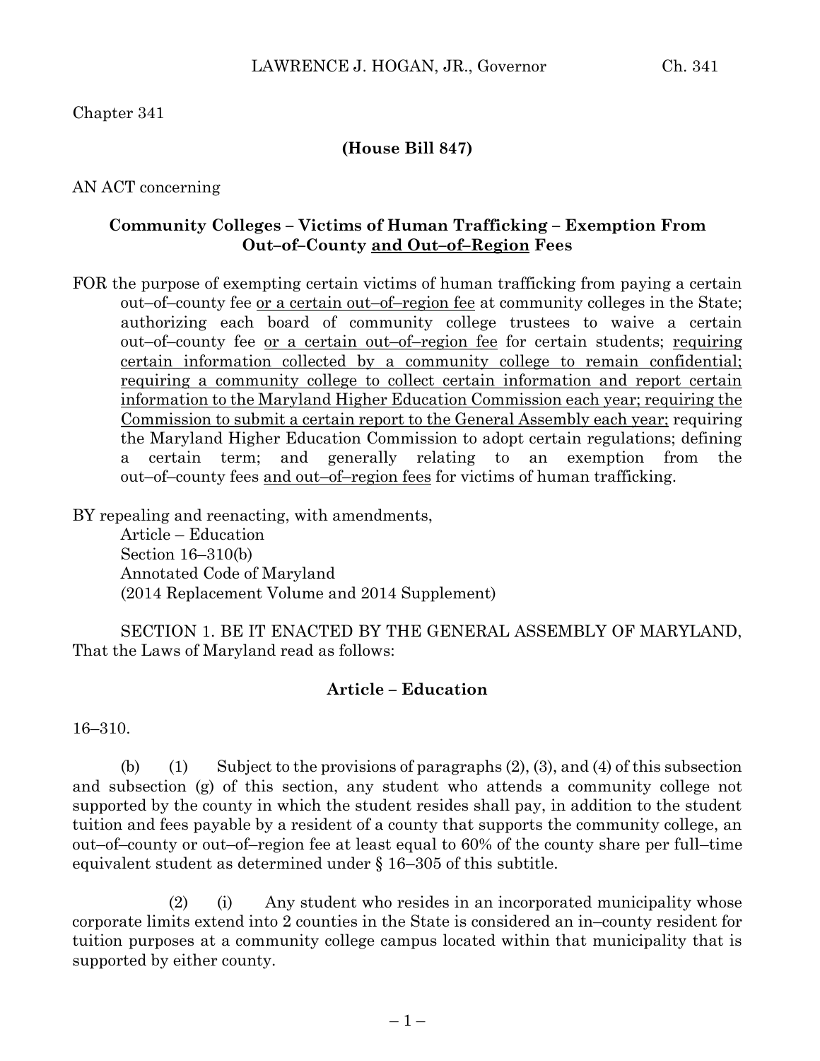Chapter 341

**(House Bill 847)**

AN ACT concerning

**Community Colleges – Victims of Human Trafficking – Exemption From Out–of–County and Out–of–Region Fees**

FOR the purpose of exempting certain victims of human trafficking from paying a certain out–of–county fee or a certain out–of–region fee at community colleges in the State; authorizing each board of community college trustees to waive a certain out–of–county fee or a certain out–of–region fee for certain students; requiring certain information collected by a community college to remain confidential; requiring a community college to collect certain information and report certain information to the Maryland Higher Education Commission each year; requiring the Commission to submit a certain report to the General Assembly each year; requiring the Maryland Higher Education Commission to adopt certain regulations; defining a certain term; and generally relating to an exemption from the out–of–county fees and out–of–region fees for victims of human trafficking.

BY repealing and reenacting, with amendments,
Article – Education
Section 16–310(b)
Annotated Code of Maryland
(2014 Replacement Volume and 2014 Supplement)

SECTION 1. BE IT ENACTED BY THE GENERAL ASSEMBLY OF MARYLAND, That the Laws of Maryland read as follows:

**Article – Education**

16–310.

(b) (1) Subject to the provisions of paragraphs (2), (3), and (4) of this subsection and subsection (g) of this section, any student who attends a community college not supported by the county in which the student resides shall pay, in addition to the student tuition and fees payable by a resident of a county that supports the community college, an out–of–county or out–of–region fee at least equal to 60% of the county share per full–time equivalent student as determined under § 16–305 of this subtitle.

(2) (i) Any student who resides in an incorporated municipality whose corporate limits extend into 2 counties in the State is considered an in–county resident for tuition purposes at a community college campus located within that municipality that is supported by either county.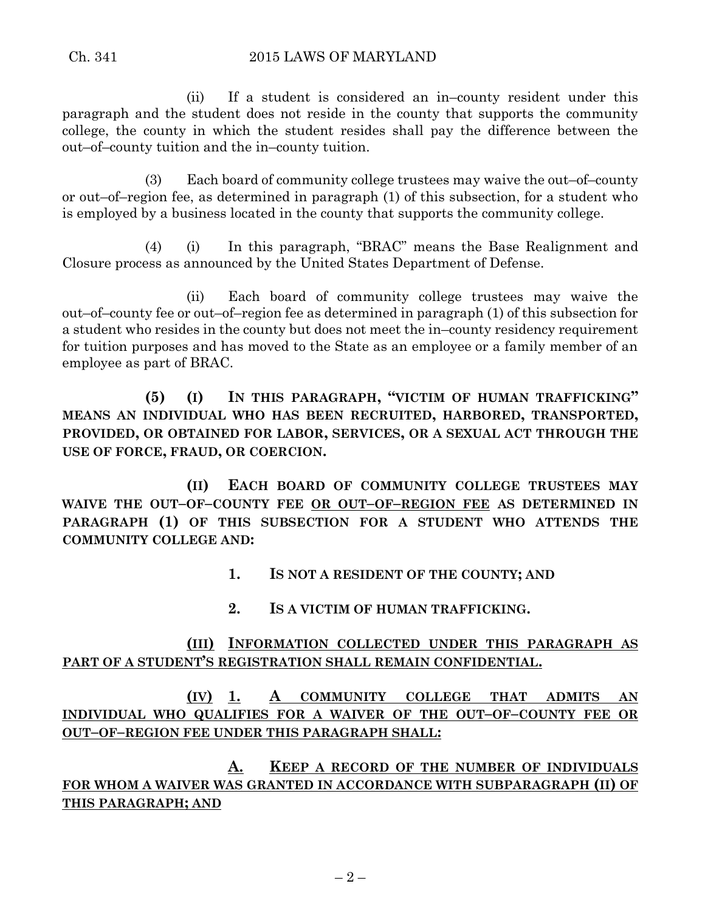(ii) If a student is considered an in–county resident under this paragraph and the student does not reside in the county that supports the community college, the county in which the student resides shall pay the difference between the out–of–county tuition and the in–county tuition.

(3) Each board of community college trustees may waive the out–of–county or out–of–region fee, as determined in paragraph (1) of this subsection, for a student who is employed by a business located in the county that supports the community college.

(4) (i) In this paragraph, "BRAC" means the Base Realignment and Closure process as announced by the United States Department of Defense.

(ii) Each board of community college trustees may waive the out–of–county fee or out–of–region fee as determined in paragraph (1) of this subsection for a student who resides in the county but does not meet the in–county residency requirement for tuition purposes and has moved to the State as an employee or a family member of an employee as part of BRAC.

**(5) (I) IN THIS PARAGRAPH, "VICTIM OF HUMAN TRAFFICKING" MEANS AN INDIVIDUAL WHO HAS BEEN RECRUITED, HARBORED, TRANSPORTED, PROVIDED, OR OBTAINED FOR LABOR, SERVICES, OR A SEXUAL ACT THROUGH THE USE OF FORCE, FRAUD, OR COERCION.**

**(II) EACH BOARD OF COMMUNITY COLLEGE TRUSTEES MAY WAIVE THE OUT–OF–COUNTY FEE <u>OR OUT–OF–REGION FEE</u> AS DETERMINED IN PARAGRAPH (1) OF THIS SUBSECTION FOR A STUDENT WHO ATTENDS THE COMMUNITY COLLEGE AND:**

**1. IS NOT A RESIDENT OF THE COUNTY; AND**

**2. IS A VICTIM OF HUMAN TRAFFICKING.**

**<u>(III) INFORMATION COLLECTED UNDER THIS PARAGRAPH AS PART OF A STUDENT'S REGISTRATION SHALL REMAIN CONFIDENTIAL.</u>**

**<u>(IV) 1. A COMMUNITY COLLEGE THAT ADMITS AN INDIVIDUAL WHO QUALIFIES FOR A WAIVER OF THE OUT–OF–COUNTY FEE OR OUT–OF–REGION FEE UNDER THIS PARAGRAPH SHALL:</u>**

**<u>A. KEEP A RECORD OF THE NUMBER OF INDIVIDUALS FOR WHOM A WAIVER WAS GRANTED IN ACCORDANCE WITH SUBPARAGRAPH (II) OF THIS PARAGRAPH; AND</u>**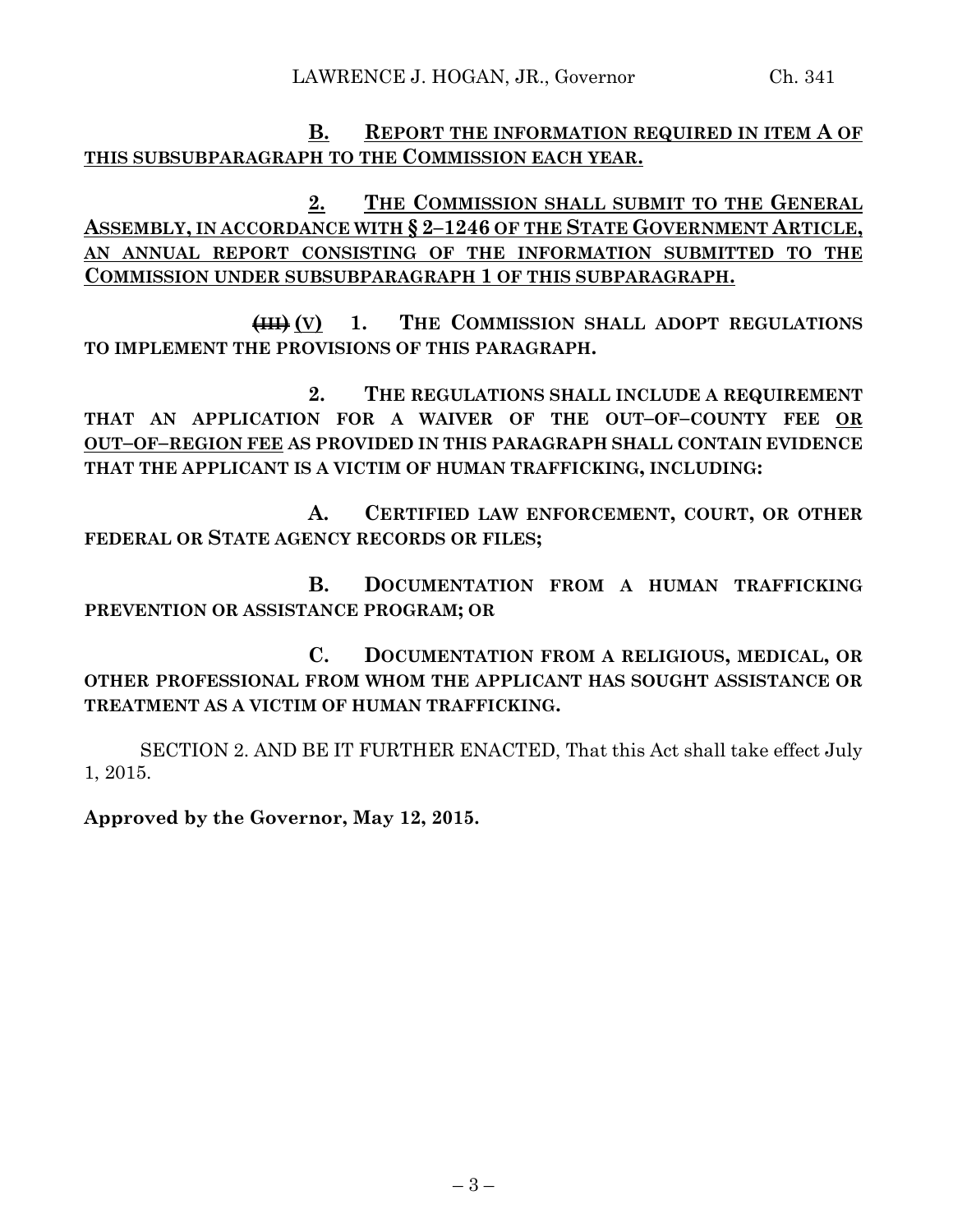B. REPORT THE INFORMATION REQUIRED IN ITEM A OF THIS SUBSUBPARAGRAPH TO THE COMMISSION EACH YEAR.

2. THE COMMISSION SHALL SUBMIT TO THE GENERAL ASSEMBLY, IN ACCORDANCE WITH § 2–1246 OF THE STATE GOVERNMENT ARTICLE, AN ANNUAL REPORT CONSISTING OF THE INFORMATION SUBMITTED TO THE COMMISSION UNDER SUBSUBPARAGRAPH 1 OF THIS SUBPARAGRAPH.

~~(III)~~ (V) 1. THE COMMISSION SHALL ADOPT REGULATIONS TO IMPLEMENT THE PROVISIONS OF THIS PARAGRAPH.

2. THE REGULATIONS SHALL INCLUDE A REQUIREMENT THAT AN APPLICATION FOR A WAIVER OF THE OUT–OF–COUNTY FEE OR OUT–OF–REGION FEE AS PROVIDED IN THIS PARAGRAPH SHALL CONTAIN EVIDENCE THAT THE APPLICANT IS A VICTIM OF HUMAN TRAFFICKING, INCLUDING:

A. CERTIFIED LAW ENFORCEMENT, COURT, OR OTHER FEDERAL OR STATE AGENCY RECORDS OR FILES;

B. DOCUMENTATION FROM A HUMAN TRAFFICKING PREVENTION OR ASSISTANCE PROGRAM; OR

C. DOCUMENTATION FROM A RELIGIOUS, MEDICAL, OR OTHER PROFESSIONAL FROM WHOM THE APPLICANT HAS SOUGHT ASSISTANCE OR TREATMENT AS A VICTIM OF HUMAN TRAFFICKING.

SECTION 2. AND BE IT FURTHER ENACTED, That this Act shall take effect July 1, 2015.

**Approved by the Governor, May 12, 2015.**